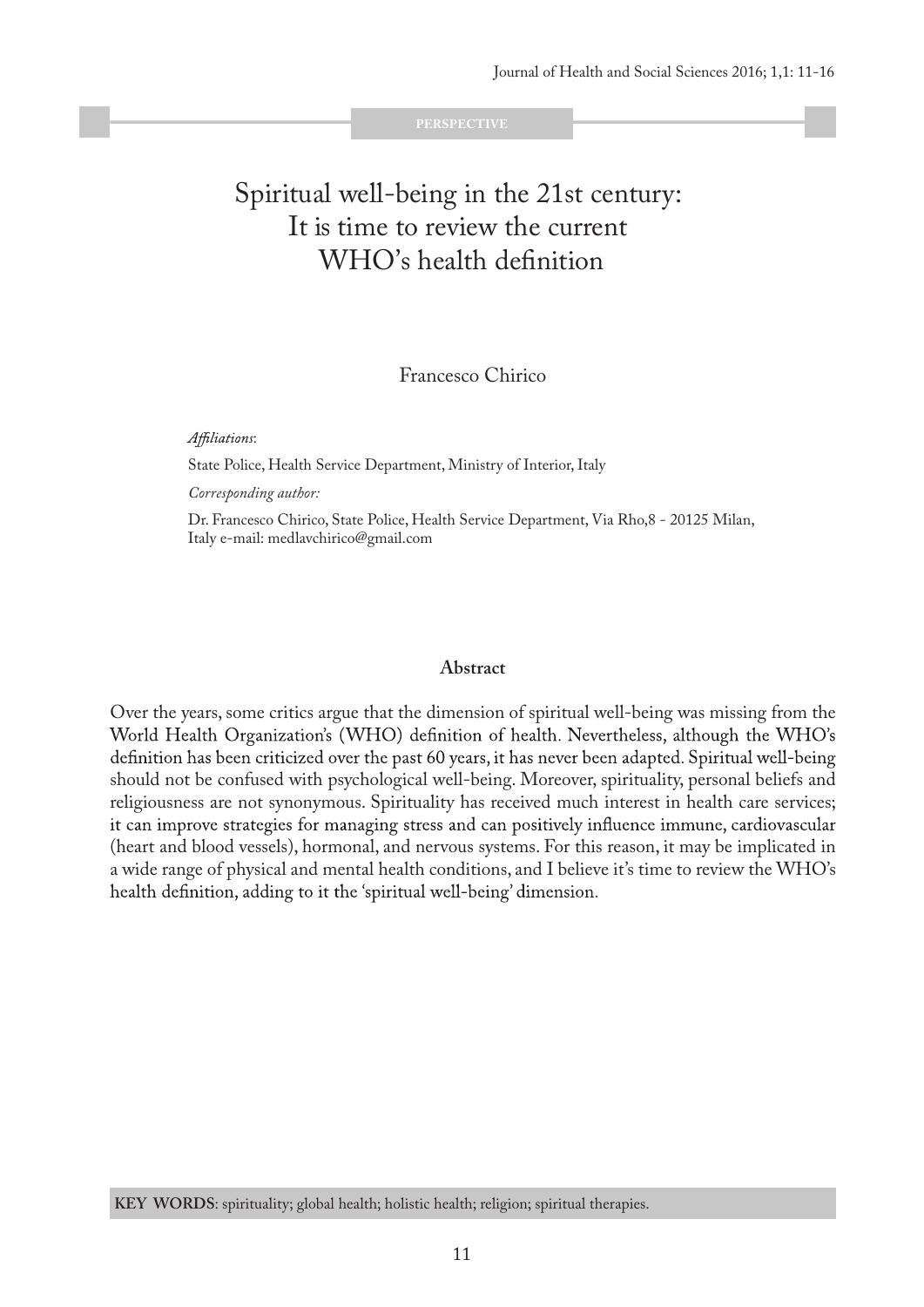PERSPECTIVE

# Spiritual well-being in the 21st century: It is time to review the current WHO's health definition

Francesco Chirico

*Affiliations*:

State Police, Health Service Department, Ministry of Interior, Italy

*Corresponding author:*

Dr. Francesco Chirico, State Police, Health Service Department, Via Rho,8 - 20125 Milan, Italy e-mail: medlavchirico@gmail.com

## Abstract

Over the years, some critics argue that the dimension of spiritual well-being was missing from the World Health Organization's (WHO) definition of health. Nevertheless, although the WHO's definition has been criticized over the past 60 years, it has never been adapted. Spiritual well-being should not be confused with psychological well-being. Moreover, spirituality, personal beliefs and religiousness are not synonymous. Spirituality has received much interest in health care services; it can improve strategies for managing stress and can positively influence immune, cardiovascular (heart and blood vessels), hormonal, and nervous systems. For this reason, it may be implicated in a wide range of physical and mental health conditions, and I believe it's time to review the WHO's health definition, adding to it the 'spiritual well-being' dimension.

**KEY WORDS**: spirituality; global health; holistic health; religion; spiritual therapies.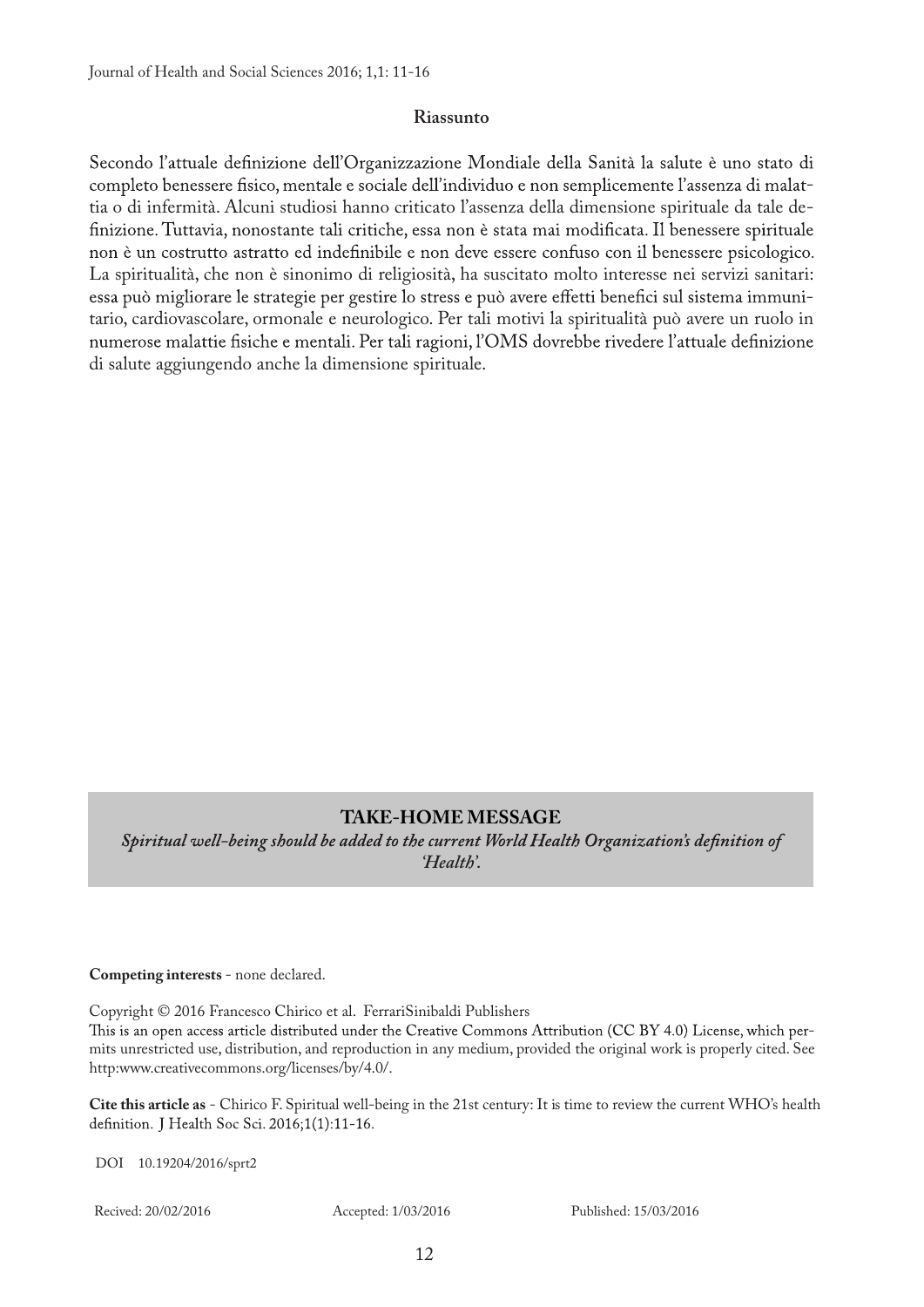**Riassunto**

Secondo l'attuale definizione dell'Organizzazione Mondiale della Sanità la salute è uno stato di completo benessere fisico, mentale e sociale dell'individuo e non semplicemente l'assenza di malattia o di infermità. Alcuni studiosi hanno criticato l'assenza della dimensione spirituale da tale definizione. Tuttavia, nonostante tali critiche, essa non è stata mai modificata. Il benessere spirituale non è un costrutto astratto ed indefinibile e non deve essere confuso con il benessere psicologico. La spiritualità, che non è sinonimo di religiosità, ha suscitato molto interesse nei servizi sanitari: essa può migliorare le strategie per gestire lo stress e può avere effetti benefici sul sistema immunitario, cardiovascolare, ormonale e neurologico. Per tali motivi la spiritualità può avere un ruolo in numerose malattie fisiche e mentali. Per tali ragioni, l'OMS dovrebbe rivedere l'attuale definizione di salute aggiungendo anche la dimensione spirituale.

**TAKE-HOME MESSAGE**

***Spiritual well-being should be added to the current World Health Organization's definition of 'Health'.***

**Competing interests** - none declared.

Copyright © 2016 Francesco Chirico et al. FerrariSinibaldi Publishers
This is an open access article distributed under the Creative Commons Attribution (CC BY 4.0) License, which permits unrestricted use, distribution, and reproduction in any medium, provided the original work is properly cited. See http:www.creativecommons.org/licenses/by/4.0/.

**Cite this article as** - Chirico F. Spiritual well-being in the 21st century: It is time to review the current WHO's health definition. J Health Soc Sci. 2016;1(1):11-16.

DOI 10.19204/2016/sprt2

Recived: 20/02/2016 Accepted: 1/03/2016 Published: 15/03/2016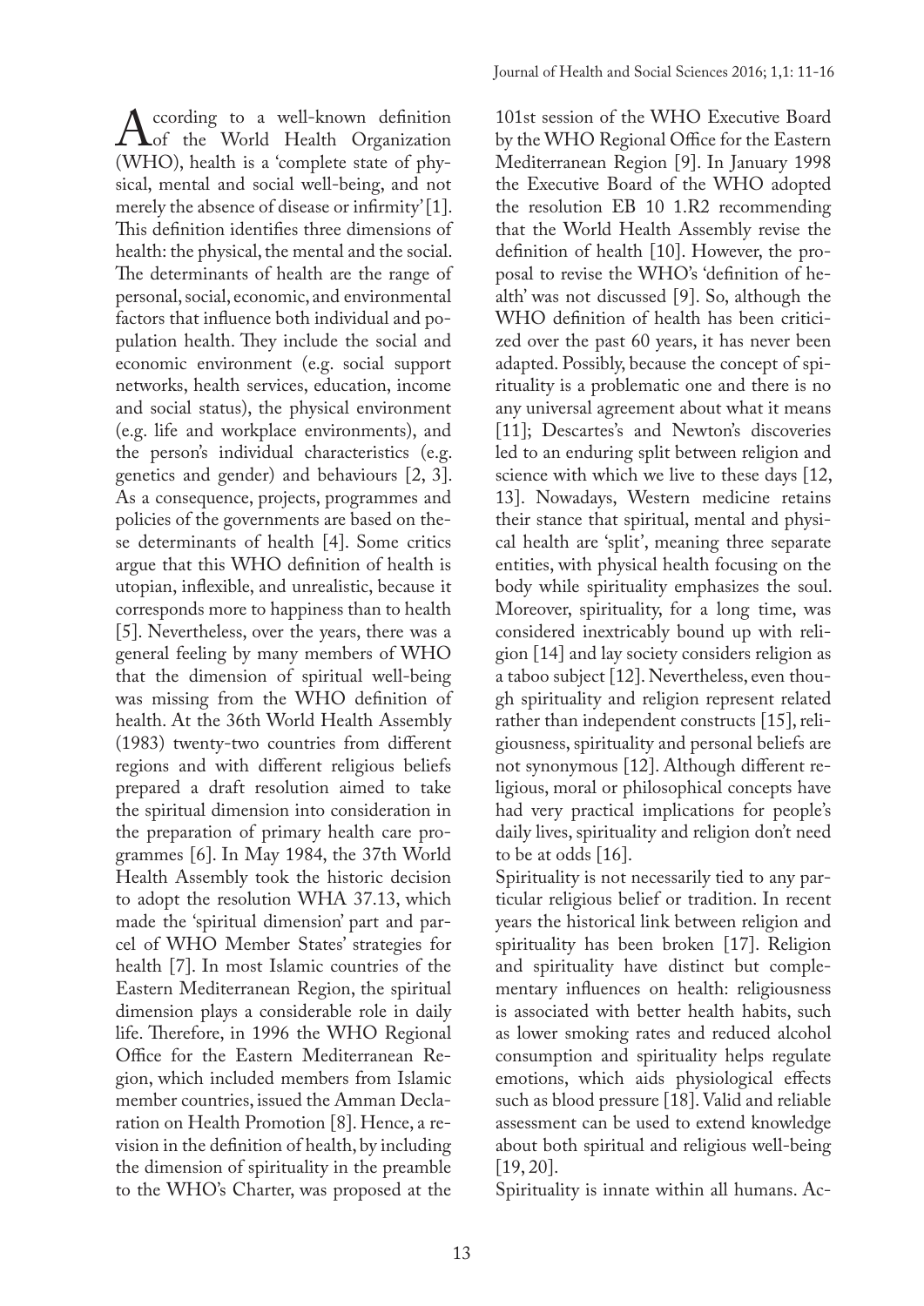According to a well-known definition of the World Health Organization (WHO), health is a 'complete state of physical, mental and social well-being, and not merely the absence of disease or infirmity' [1]. This definition identifies three dimensions of health: the physical, the mental and the social. The determinants of health are the range of personal, social, economic, and environmental factors that influence both individual and population health. They include the social and economic environment (e.g. social support networks, health services, education, income and social status), the physical environment (e.g. life and workplace environments), and the person's individual characteristics (e.g. genetics and gender) and behaviours [2, 3]. As a consequence, projects, programmes and policies of the governments are based on these determinants of health [4]. Some critics argue that this WHO definition of health is utopian, inflexible, and unrealistic, because it corresponds more to happiness than to health [5]. Nevertheless, over the years, there was a general feeling by many members of WHO that the dimension of spiritual well-being was missing from the WHO definition of health. At the 36th World Health Assembly (1983) twenty-two countries from different regions and with different religious beliefs prepared a draft resolution aimed to take the spiritual dimension into consideration in the preparation of primary health care programmes [6]. In May 1984, the 37th World Health Assembly took the historic decision to adopt the resolution WHA 37.13, which made the 'spiritual dimension' part and parcel of WHO Member States' strategies for health [7]. In most Islamic countries of the Eastern Mediterranean Region, the spiritual dimension plays a considerable role in daily life. Therefore, in 1996 the WHO Regional Office for the Eastern Mediterranean Region, which included members from Islamic member countries, issued the Amman Declaration on Health Promotion [8]. Hence, a revision in the definition of health, by including the dimension of spirituality in the preamble to the WHO's Charter, was proposed at the 101st session of the WHO Executive Board by the WHO Regional Office for the Eastern Mediterranean Region [9]. In January 1998 the Executive Board of the WHO adopted the resolution EB 10 1.R2 recommending that the World Health Assembly revise the definition of health [10]. However, the proposal to revise the WHO's 'definition of health' was not discussed [9]. So, although the WHO definition of health has been criticized over the past 60 years, it has never been adapted. Possibly, because the concept of spirituality is a problematic one and there is no any universal agreement about what it means [11]; Descartes's and Newton's discoveries led to an enduring split between religion and science with which we live to these days [12, 13]. Nowadays, Western medicine retains their stance that spiritual, mental and physical health are 'split', meaning three separate entities, with physical health focusing on the body while spirituality emphasizes the soul. Moreover, spirituality, for a long time, was considered inextricably bound up with religion [14] and lay society considers religion as a taboo subject [12]. Nevertheless, even though spirituality and religion represent related rather than independent constructs [15], religiousness, spirituality and personal beliefs are not synonymous [12]. Although different religious, moral or philosophical concepts have had very practical implications for people's daily lives, spirituality and religion don't need to be at odds [16].

Spirituality is not necessarily tied to any particular religious belief or tradition. In recent years the historical link between religion and spirituality has been broken [17]. Religion and spirituality have distinct but complementary influences on health: religiousness is associated with better health habits, such as lower smoking rates and reduced alcohol consumption and spirituality helps regulate emotions, which aids physiological effects such as blood pressure [18]. Valid and reliable assessment can be used to extend knowledge about both spiritual and religious well-being [19, 20].

Spirituality is innate within all humans. Ac-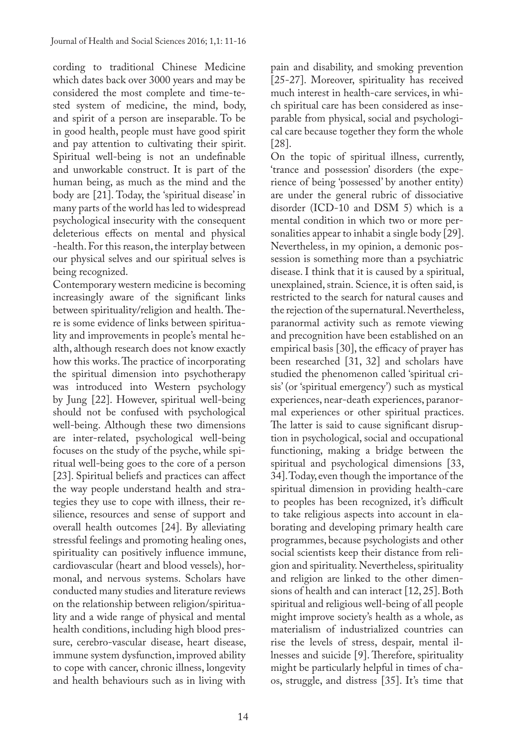cording to traditional Chinese Medicine which dates back over 3000 years and may be considered the most complete and time-tested system of medicine, the mind, body, and spirit of a person are inseparable. To be in good health, people must have good spirit and pay attention to cultivating their spirit. Spiritual well-being is not an undefinable and unworkable construct. It is part of the human being, as much as the mind and the body are [21]. Today, the 'spiritual disease' in many parts of the world has led to widespread psychological insecurity with the consequent deleterious effects on mental and physical -health. For this reason, the interplay between our physical selves and our spiritual selves is being recognized.

Contemporary western medicine is becoming increasingly aware of the significant links between spirituality/religion and health. There is some evidence of links between spirituality and improvements in people's mental health, although research does not know exactly how this works. The practice of incorporating the spiritual dimension into psychotherapy was introduced into Western psychology by Jung [22]. However, spiritual well-being should not be confused with psychological well-being. Although these two dimensions are inter-related, psychological well-being focuses on the study of the psyche, while spiritual well-being goes to the core of a person [23]. Spiritual beliefs and practices can affect the way people understand health and strategies they use to cope with illness, their resilience, resources and sense of support and overall health outcomes [24]. By alleviating stressful feelings and promoting healing ones, spirituality can positively influence immune, cardiovascular (heart and blood vessels), hormonal, and nervous systems. Scholars have conducted many studies and literature reviews on the relationship between religion/spirituality and a wide range of physical and mental health conditions, including high blood pressure, cerebro-vascular disease, heart disease, immune system dysfunction, improved ability to cope with cancer, chronic illness, longevity and health behaviours such as in living with pain and disability, and smoking prevention [25-27]. Moreover, spirituality has received much interest in health-care services, in which spiritual care has been considered as inseparable from physical, social and psychological care because together they form the whole [28].

On the topic of spiritual illness, currently, 'trance and possession' disorders (the experience of being 'possessed' by another entity) are under the general rubric of dissociative disorder (ICD-10 and DSM 5) which is a mental condition in which two or more personalities appear to inhabit a single body [29]. Nevertheless, in my opinion, a demonic possession is something more than a psychiatric disease. I think that it is caused by a spiritual, unexplained, strain. Science, it is often said, is restricted to the search for natural causes and the rejection of the supernatural. Nevertheless, paranormal activity such as remote viewing and precognition have been established on an empirical basis [30], the efficacy of prayer has been researched [31, 32] and scholars have studied the phenomenon called 'spiritual crisis' (or 'spiritual emergency') such as mystical experiences, near-death experiences, paranormal experiences or other spiritual practices. The latter is said to cause significant disruption in psychological, social and occupational functioning, making a bridge between the spiritual and psychological dimensions [33, 34]. Today, even though the importance of the spiritual dimension in providing health-care to peoples has been recognized, it's difficult to take religious aspects into account in elaborating and developing primary health care programmes, because psychologists and other social scientists keep their distance from religion and spirituality. Nevertheless, spirituality and religion are linked to the other dimensions of health and can interact [12, 25]. Both spiritual and religious well-being of all people might improve society's health as a whole, as materialism of industrialized countries can rise the levels of stress, despair, mental illnesses and suicide [9]. Therefore, spirituality might be particularly helpful in times of chaos, struggle, and distress [35]. It's time that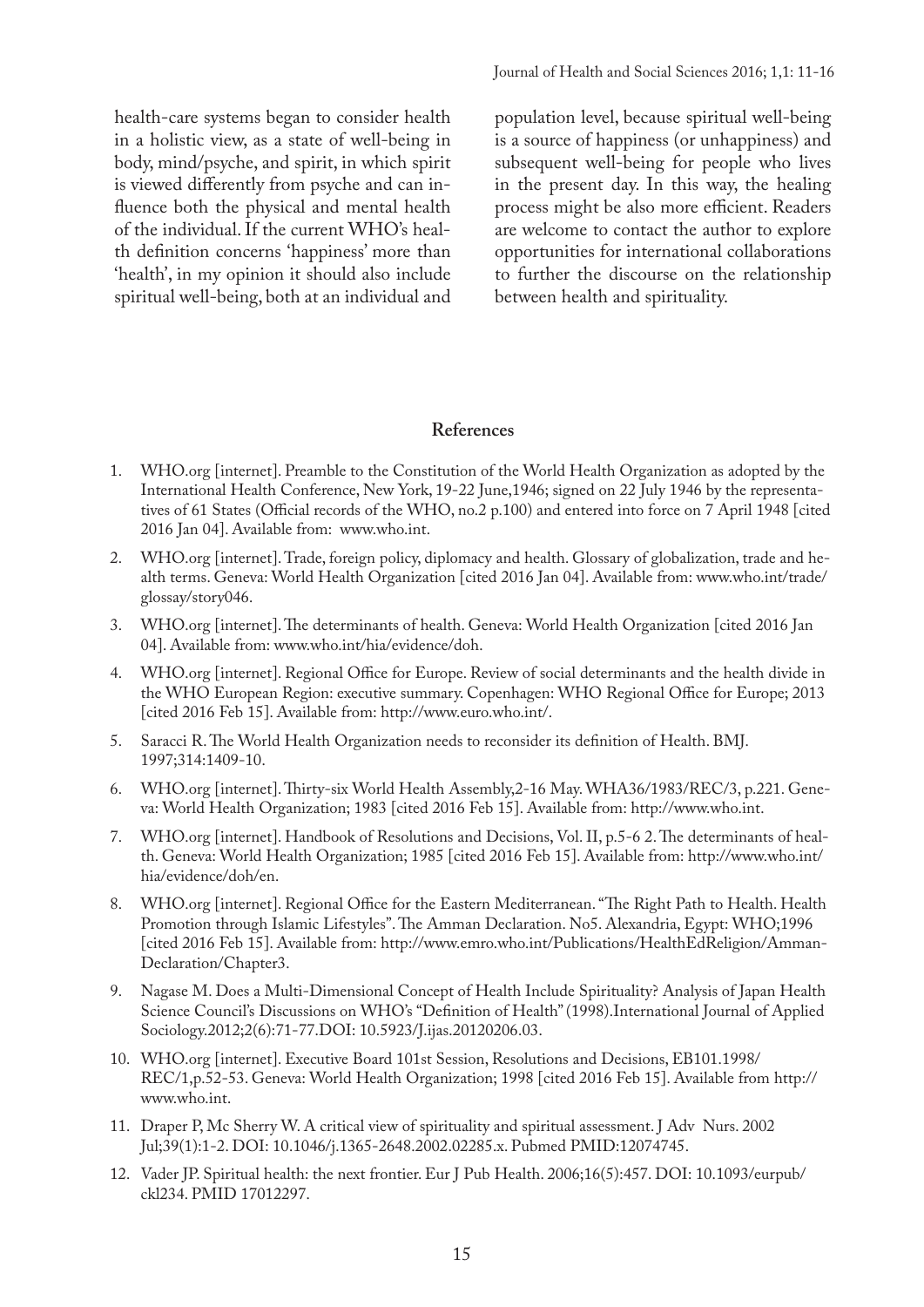health-care systems began to consider health in a holistic view, as a state of well-being in body, mind/psyche, and spirit, in which spirit is viewed differently from psyche and can influence both the physical and mental health of the individual. If the current WHO's health definition concerns 'happiness' more than 'health', in my opinion it should also include spiritual well-being, both at an individual and population level, because spiritual well-being is a source of happiness (or unhappiness) and subsequent well-being for people who lives in the present day. In this way, the healing process might be also more efficient. Readers are welcome to contact the author to explore opportunities for international collaborations to further the discourse on the relationship between health and spirituality.

## References

1. WHO.org [internet]. Preamble to the Constitution of the World Health Organization as adopted by the International Health Conference, New York, 19-22 June,1946; signed on 22 July 1946 by the representatives of 61 States (Official records of the WHO, no.2 p.100) and entered into force on 7 April 1948 [cited 2016 Jan 04]. Available from: www.who.int.
2. WHO.org [internet]. Trade, foreign policy, diplomacy and health. Glossary of globalization, trade and health terms. Geneva: World Health Organization [cited 2016 Jan 04]. Available from: www.who.int/trade/glossay/story046.
3. WHO.org [internet]. The determinants of health. Geneva: World Health Organization [cited 2016 Jan 04]. Available from: www.who.int/hia/evidence/doh.
4. WHO.org [internet]. Regional Office for Europe. Review of social determinants and the health divide in the WHO European Region: executive summary. Copenhagen: WHO Regional Office for Europe; 2013 [cited 2016 Feb 15]. Available from: http://www.euro.who.int/.
5. Saracci R. The World Health Organization needs to reconsider its definition of Health. BMJ. 1997;314:1409-10.
6. WHO.org [internet]. Thirty-six World Health Assembly,2-16 May. WHA36/1983/REC/3, p.221. Geneva: World Health Organization; 1983 [cited 2016 Feb 15]. Available from: http://www.who.int.
7. WHO.org [internet]. Handbook of Resolutions and Decisions, Vol. II, p.5-6 2. The determinants of health. Geneva: World Health Organization; 1985 [cited 2016 Feb 15]. Available from: http://www.who.int/hia/evidence/doh/en.
8. WHO.org [internet]. Regional Office for the Eastern Mediterranean. "The Right Path to Health. Health Promotion through Islamic Lifestyles". The Amman Declaration. No5. Alexandria, Egypt: WHO;1996 [cited 2016 Feb 15]. Available from: http://www.emro.who.int/Publications/HealthEdReligion/Amman-Declaration/Chapter3.
9. Nagase M. Does a Multi-Dimensional Concept of Health Include Spirituality? Analysis of Japan Health Science Council's Discussions on WHO's "Definition of Health" (1998).International Journal of Applied Sociology.2012;2(6):71-77.DOI: 10.5923/J.ijas.20120206.03.
10. WHO.org [internet]. Executive Board 101st Session, Resolutions and Decisions, EB101.1998/REC/1,p.52-53. Geneva: World Health Organization; 1998 [cited 2016 Feb 15]. Available from http://www.who.int.
11. Draper P, Mc Sherry W. A critical view of spirituality and spiritual assessment. J Adv Nurs. 2002 Jul;39(1):1-2. DOI: 10.1046/j.1365-2648.2002.02285.x. Pubmed PMID:12074745.
12. Vader JP. Spiritual health: the next frontier. Eur J Pub Health. 2006;16(5):457. DOI: 10.1093/eurpub/ckl234. PMID 17012297.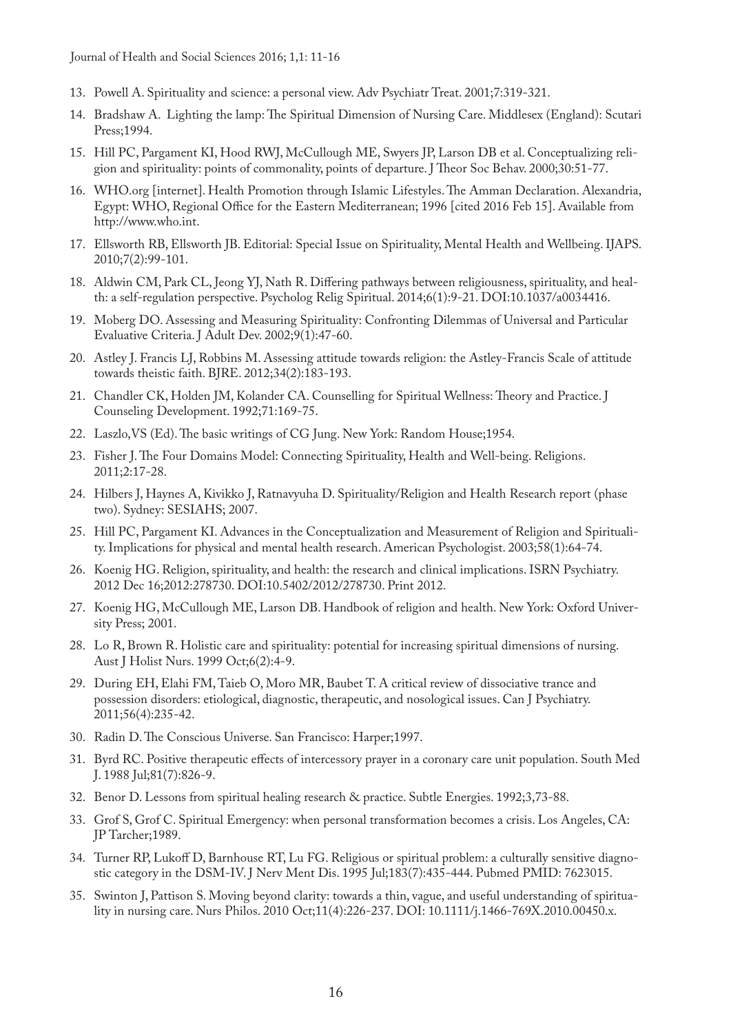13. Powell A. Spirituality and science: a personal view. Adv Psychiatr Treat. 2001;7:319-321.
14. Bradshaw A. Lighting the lamp: The Spiritual Dimension of Nursing Care. Middlesex (England): Scutari Press;1994.
15. Hill PC, Pargament KI, Hood RWJ, McCullough ME, Swyers JP, Larson DB et al. Conceptualizing religion and spirituality: points of commonality, points of departure. J Theor Soc Behav. 2000;30:51-77.
16. WHO.org [internet]. Health Promotion through Islamic Lifestyles. The Amman Declaration. Alexandria, Egypt: WHO, Regional Office for the Eastern Mediterranean; 1996 [cited 2016 Feb 15]. Available from http://www.who.int.
17. Ellsworth RB, Ellsworth JB. Editorial: Special Issue on Spirituality, Mental Health and Wellbeing. IJAPS. 2010;7(2):99-101.
18. Aldwin CM, Park CL, Jeong YJ, Nath R. Differing pathways between religiousness, spirituality, and health: a self-regulation perspective. Psycholog Relig Spiritual. 2014;6(1):9-21. DOI:10.1037/a0034416.
19. Moberg DO. Assessing and Measuring Spirituality: Confronting Dilemmas of Universal and Particular Evaluative Criteria. J Adult Dev. 2002;9(1):47-60.
20. Astley J. Francis LJ, Robbins M. Assessing attitude towards religion: the Astley-Francis Scale of attitude towards theistic faith. BJRE. 2012;34(2):183-193.
21. Chandler CK, Holden JM, Kolander CA. Counselling for Spiritual Wellness: Theory and Practice. J Counseling Development. 1992;71:169-75.
22. Laszlo,VS (Ed). The basic writings of CG Jung. New York: Random House;1954.
23. Fisher J. The Four Domains Model: Connecting Spirituality, Health and Well-being. Religions. 2011;2:17-28.
24. Hilbers J, Haynes A, Kivikko J, Ratnavyuha D. Spirituality/Religion and Health Research report (phase two). Sydney: SESIAHS; 2007.
25. Hill PC, Pargament KI. Advances in the Conceptualization and Measurement of Religion and Spirituality. Implications for physical and mental health research. American Psychologist. 2003;58(1):64-74.
26. Koenig HG. Religion, spirituality, and health: the research and clinical implications. ISRN Psychiatry. 2012 Dec 16;2012:278730. DOI:10.5402/2012/278730. Print 2012.
27. Koenig HG, McCullough ME, Larson DB. Handbook of religion and health. New York: Oxford University Press; 2001.
28. Lo R, Brown R. Holistic care and spirituality: potential for increasing spiritual dimensions of nursing. Aust J Holist Nurs. 1999 Oct;6(2):4-9.
29. During EH, Elahi FM, Taieb O, Moro MR, Baubet T. A critical review of dissociative trance and possession disorders: etiological, diagnostic, therapeutic, and nosological issues. Can J Psychiatry. 2011;56(4):235-42.
30. Radin D. The Conscious Universe. San Francisco: Harper;1997.
31. Byrd RC. Positive therapeutic effects of intercessory prayer in a coronary care unit population. South Med J. 1988 Jul;81(7):826-9.
32. Benor D. Lessons from spiritual healing research & practice. Subtle Energies. 1992;3,73-88.
33. Grof S, Grof C. Spiritual Emergency: when personal transformation becomes a crisis. Los Angeles, CA: JP Tarcher;1989.
34. Turner RP, Lukoff D, Barnhouse RT, Lu FG. Religious or spiritual problem: a culturally sensitive diagnostic category in the DSM-IV. J Nerv Ment Dis. 1995 Jul;183(7):435-444. Pubmed PMID: 7623015.
35. Swinton J, Pattison S. Moving beyond clarity: towards a thin, vague, and useful understanding of spirituality in nursing care. Nurs Philos. 2010 Oct;11(4):226-237. DOI: 10.1111/j.1466-769X.2010.00450.x.